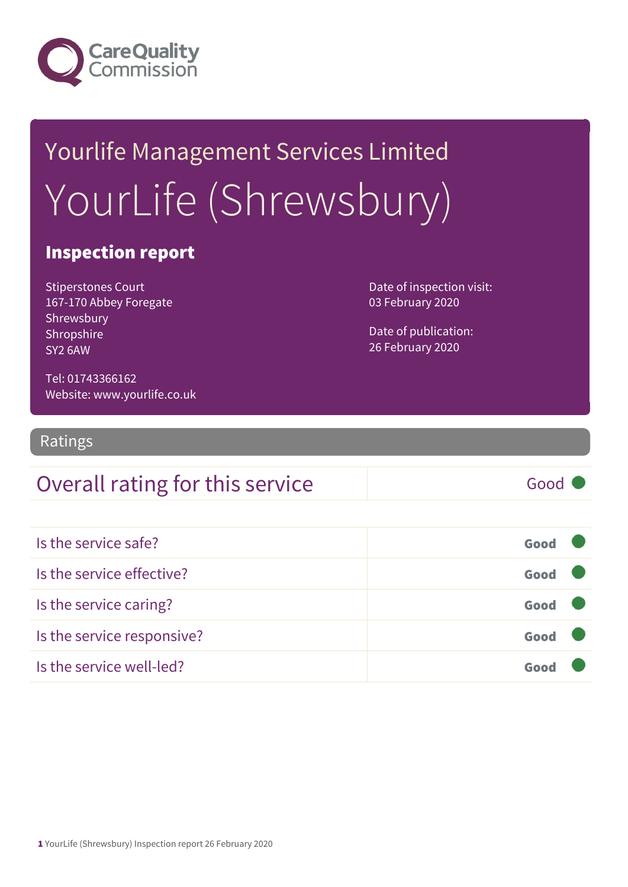Yourlife Management Services Limited

# YourLife (Shrewsbury)

## Inspection report

Stiperstones Court
167-170 Abbey Foregate
Shrewsbury
Shropshire
SY2 6AW

Tel: 01743366162
Website: www.yourlife.co.uk

Date of inspection visit:
03 February 2020

Date of publication:
26 February 2020

## Ratings

| Overall rating for this service | Good |
|---|---|

| | |
|---|---|
| Is the service safe? | Good |
| Is the service effective? | Good |
| Is the service caring? | Good |
| Is the service responsive? | Good |
| Is the service well-led? | Good |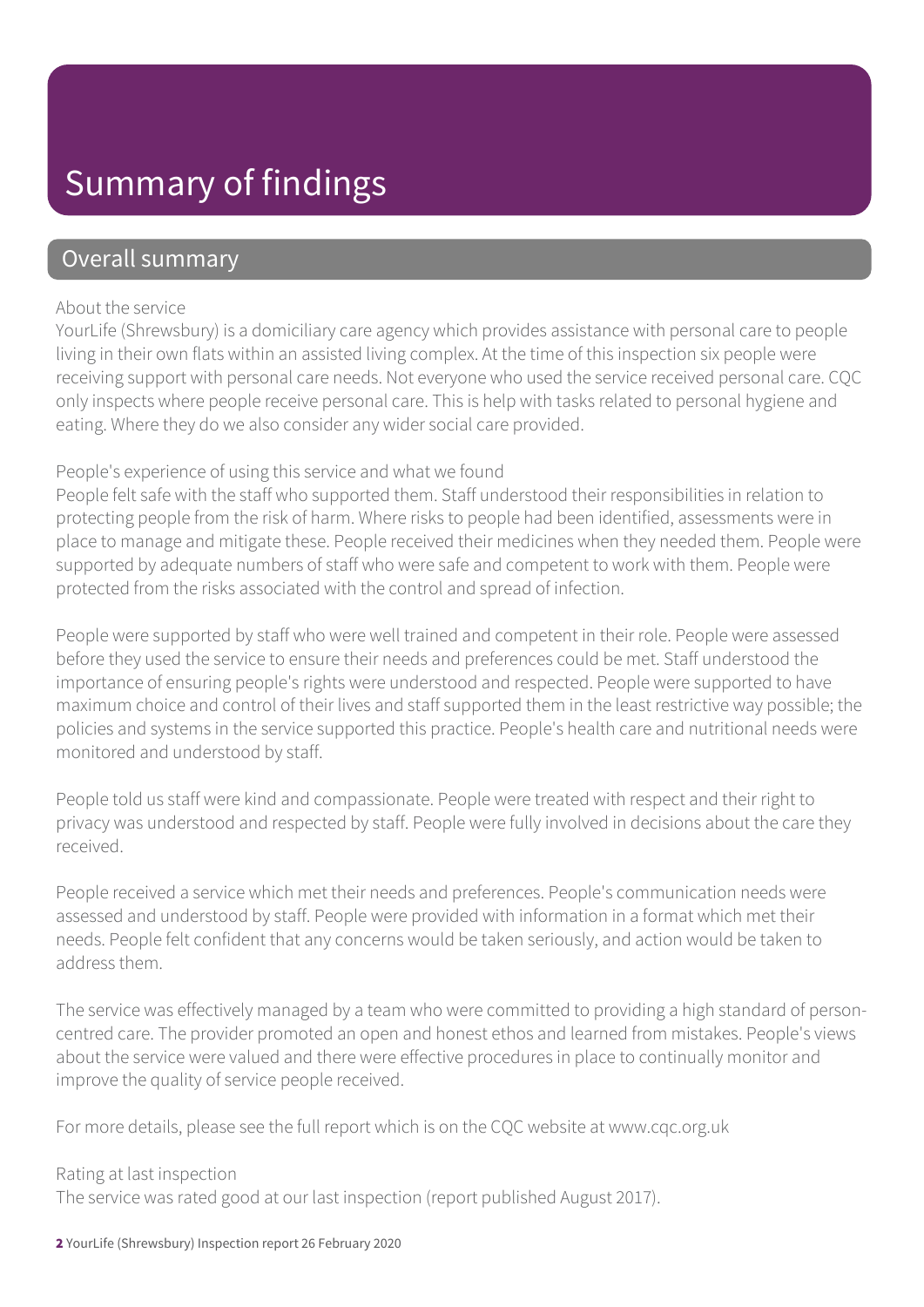# Summary of findings

## Overall summary

About the service

YourLife (Shrewsbury) is a domiciliary care agency which provides assistance with personal care to people living in their own flats within an assisted living complex. At the time of this inspection six people were receiving support with personal care needs. Not everyone who used the service received personal care. CQC only inspects where people receive personal care. This is help with tasks related to personal hygiene and eating. Where they do we also consider any wider social care provided.

People's experience of using this service and what we found

People felt safe with the staff who supported them. Staff understood their responsibilities in relation to protecting people from the risk of harm. Where risks to people had been identified, assessments were in place to manage and mitigate these. People received their medicines when they needed them. People were supported by adequate numbers of staff who were safe and competent to work with them. People were protected from the risks associated with the control and spread of infection.

People were supported by staff who were well trained and competent in their role. People were assessed before they used the service to ensure their needs and preferences could be met. Staff understood the importance of ensuring people's rights were understood and respected. People were supported to have maximum choice and control of their lives and staff supported them in the least restrictive way possible; the policies and systems in the service supported this practice. People's health care and nutritional needs were monitored and understood by staff.

People told us staff were kind and compassionate. People were treated with respect and their right to privacy was understood and respected by staff. People were fully involved in decisions about the care they received.

People received a service which met their needs and preferences. People's communication needs were assessed and understood by staff. People were provided with information in a format which met their needs. People felt confident that any concerns would be taken seriously, and action would be taken to address them.

The service was effectively managed by a team who were committed to providing a high standard of person-centred care. The provider promoted an open and honest ethos and learned from mistakes. People's views about the service were valued and there were effective procedures in place to continually monitor and improve the quality of service people received.

For more details, please see the full report which is on the CQC website at www.cqc.org.uk

Rating at last inspection

The service was rated good at our last inspection (report published August 2017).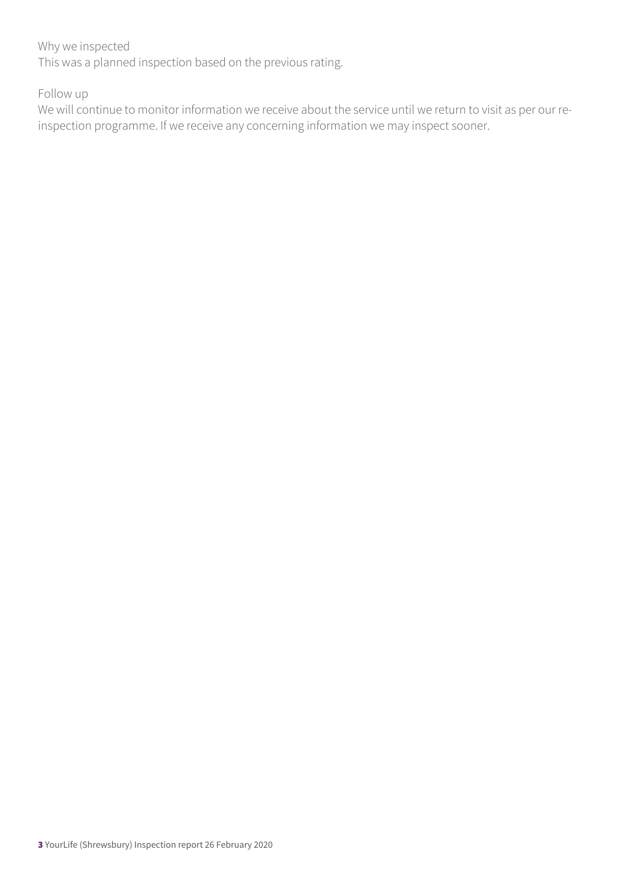Why we inspected
This was a planned inspection based on the previous rating.

Follow up
We will continue to monitor information we receive about the service until we return to visit as per our re-inspection programme. If we receive any concerning information we may inspect sooner.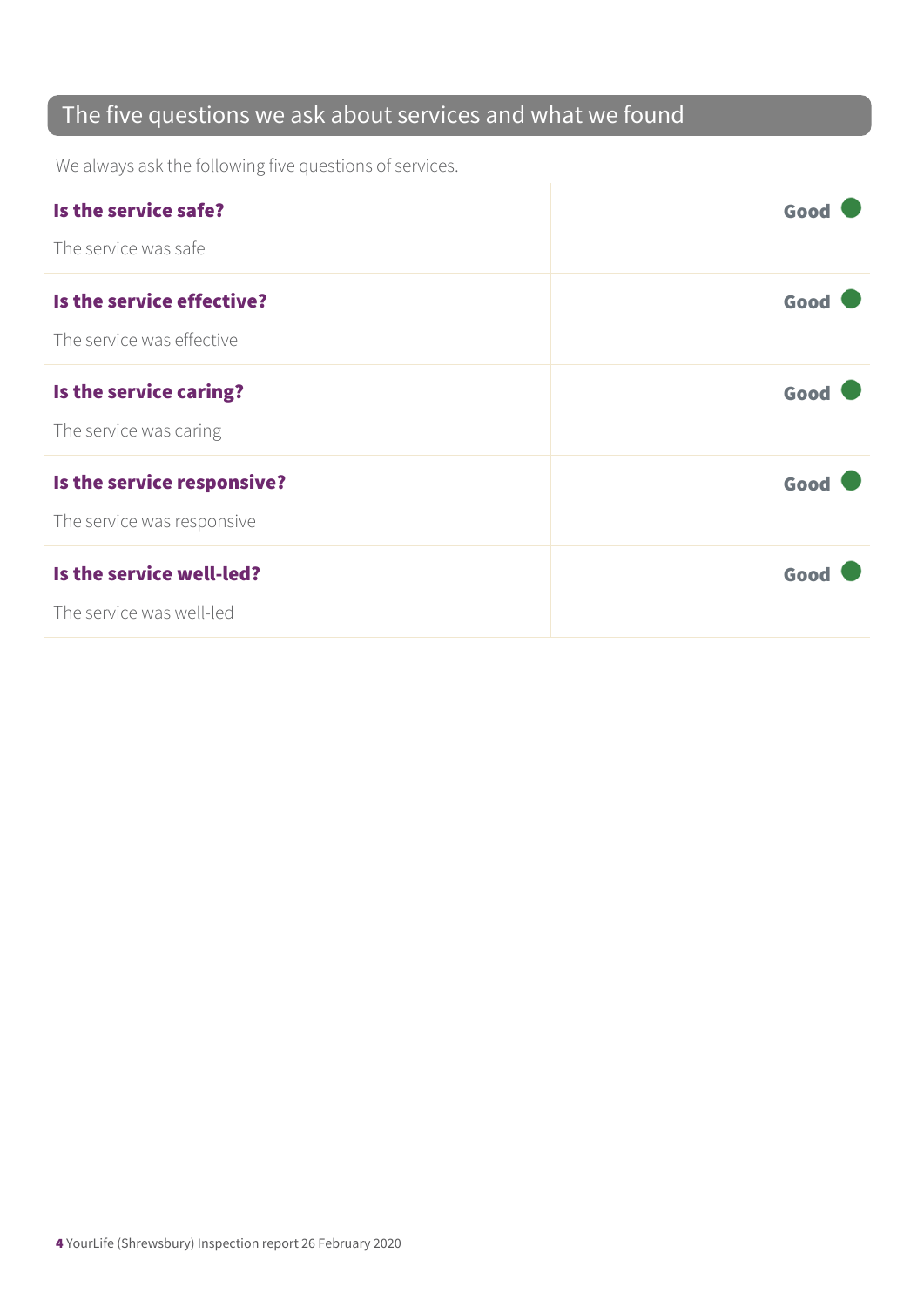## The five questions we ask about services and what we found

We always ask the following five questions of services.

| | |
|---|---|
| **Is the service safe?**<br>The service was safe | **Good** |
| **Is the service effective?**<br>The service was effective | **Good** |
| **Is the service caring?**<br>The service was caring | **Good** |
| **Is the service responsive?**<br>The service was responsive | **Good** |
| **Is the service well-led?**<br>The service was well-led | **Good** |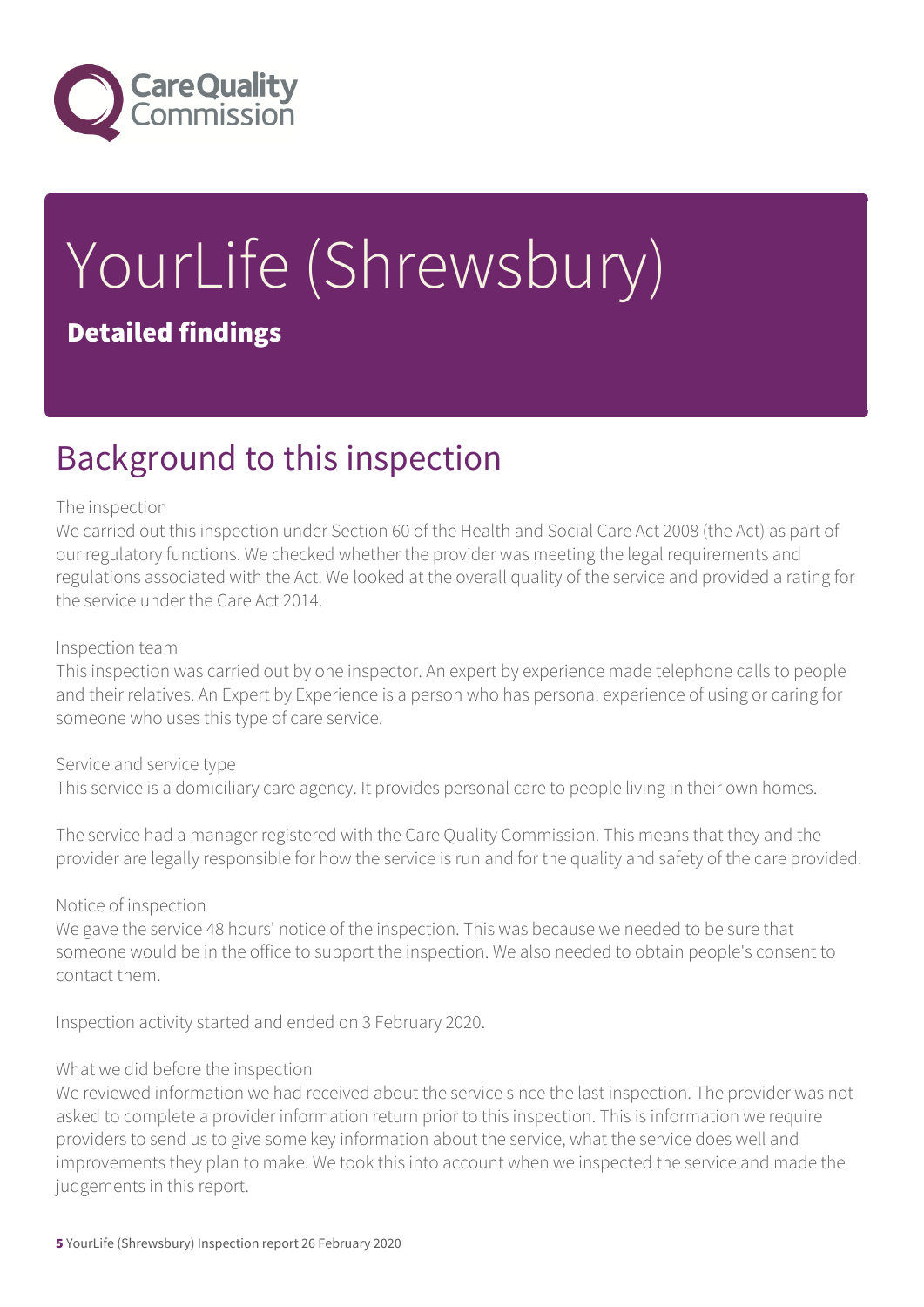# YourLife (Shrewsbury)

**Detailed findings**

## Background to this inspection

The inspection
We carried out this inspection under Section 60 of the Health and Social Care Act 2008 (the Act) as part of our regulatory functions. We checked whether the provider was meeting the legal requirements and regulations associated with the Act. We looked at the overall quality of the service and provided a rating for the service under the Care Act 2014.

Inspection team
This inspection was carried out by one inspector. An expert by experience made telephone calls to people and their relatives. An Expert by Experience is a person who has personal experience of using or caring for someone who uses this type of care service.

Service and service type
This service is a domiciliary care agency. It provides personal care to people living in their own homes.

The service had a manager registered with the Care Quality Commission. This means that they and the provider are legally responsible for how the service is run and for the quality and safety of the care provided.

Notice of inspection
We gave the service 48 hours' notice of the inspection. This was because we needed to be sure that someone would be in the office to support the inspection. We also needed to obtain people's consent to contact them.

Inspection activity started and ended on 3 February 2020.

What we did before the inspection
We reviewed information we had received about the service since the last inspection. The provider was not asked to complete a provider information return prior to this inspection. This is information we require providers to send us to give some key information about the service, what the service does well and improvements they plan to make. We took this into account when we inspected the service and made the judgements in this report.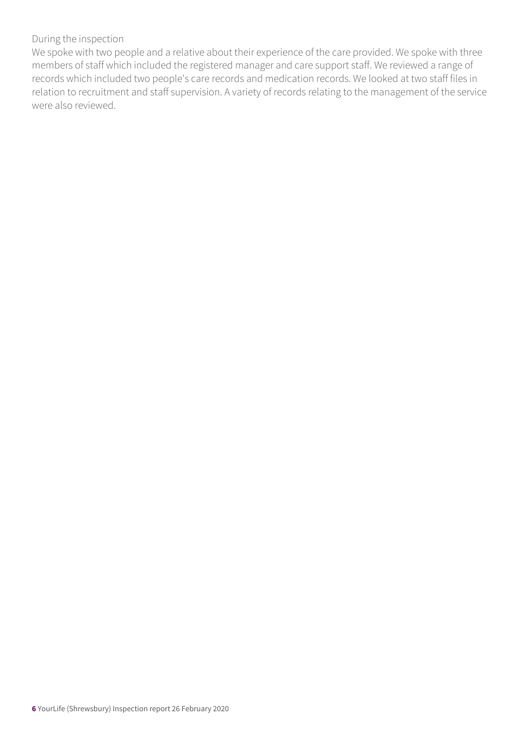During the inspection

We spoke with two people and a relative about their experience of the care provided. We spoke with three members of staff which included the registered manager and care support staff. We reviewed a range of records which included two people's care records and medication records. We looked at two staff files in relation to recruitment and staff supervision. A variety of records relating to the management of the service were also reviewed.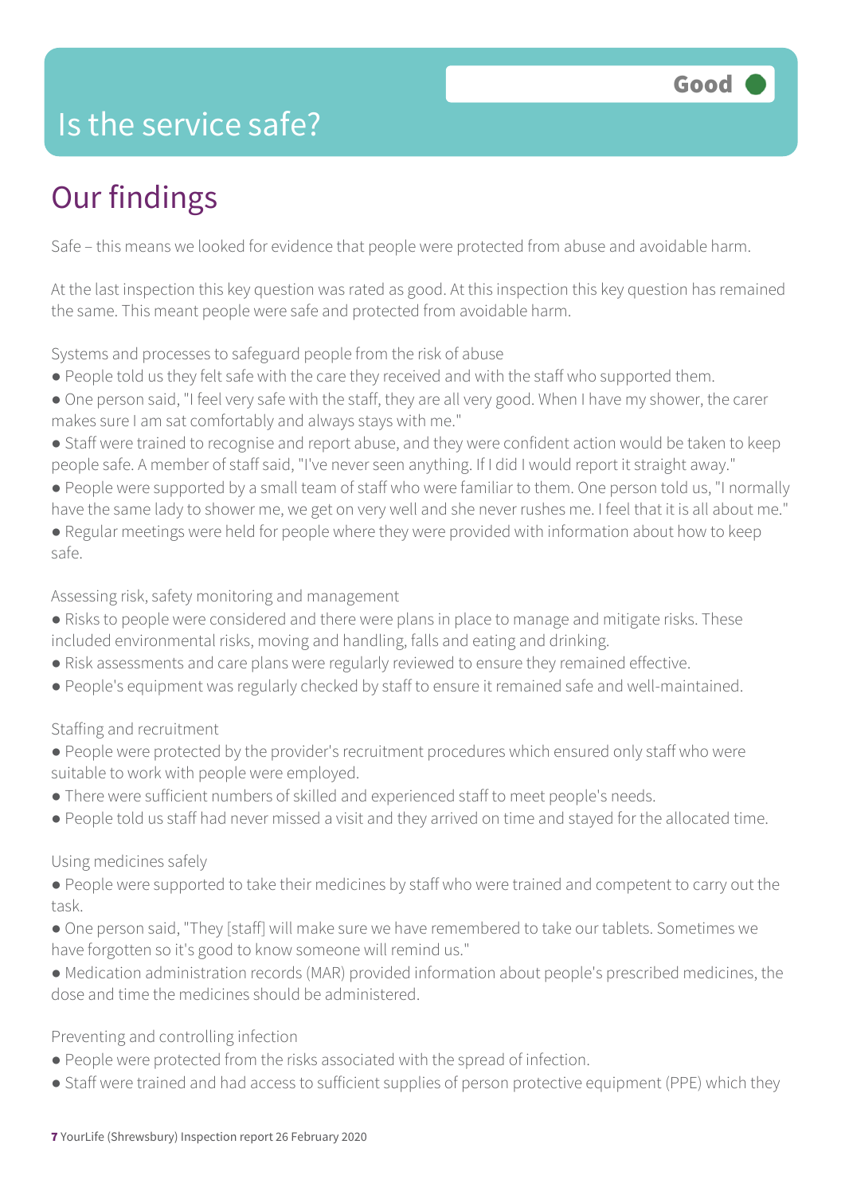# Is the service safe?

**Good**

## Our findings

Safe – this means we looked for evidence that people were protected from abuse and avoidable harm.

At the last inspection this key question was rated as good. At this inspection this key question has remained the same. This meant people were safe and protected from avoidable harm.

Systems and processes to safeguard people from the risk of abuse

- People told us they felt safe with the care they received and with the staff who supported them.
- One person said, "I feel very safe with the staff, they are all very good. When I have my shower, the carer makes sure I am sat comfortably and always stays with me."
- Staff were trained to recognise and report abuse, and they were confident action would be taken to keep people safe. A member of staff said, "I've never seen anything. If I did I would report it straight away."
- People were supported by a small team of staff who were familiar to them. One person told us, "I normally have the same lady to shower me, we get on very well and she never rushes me. I feel that it is all about me."
- Regular meetings were held for people where they were provided with information about how to keep safe.

Assessing risk, safety monitoring and management

- Risks to people were considered and there were plans in place to manage and mitigate risks. These included environmental risks, moving and handling, falls and eating and drinking.
- Risk assessments and care plans were regularly reviewed to ensure they remained effective.
- People's equipment was regularly checked by staff to ensure it remained safe and well-maintained.

Staffing and recruitment

- People were protected by the provider's recruitment procedures which ensured only staff who were suitable to work with people were employed.
- There were sufficient numbers of skilled and experienced staff to meet people's needs.
- People told us staff had never missed a visit and they arrived on time and stayed for the allocated time.

Using medicines safely

- People were supported to take their medicines by staff who were trained and competent to carry out the task.
- One person said, "They [staff] will make sure we have remembered to take our tablets. Sometimes we have forgotten so it's good to know someone will remind us."
- Medication administration records (MAR) provided information about people's prescribed medicines, the dose and time the medicines should be administered.

Preventing and controlling infection

- People were protected from the risks associated with the spread of infection.
- Staff were trained and had access to sufficient supplies of person protective equipment (PPE) which they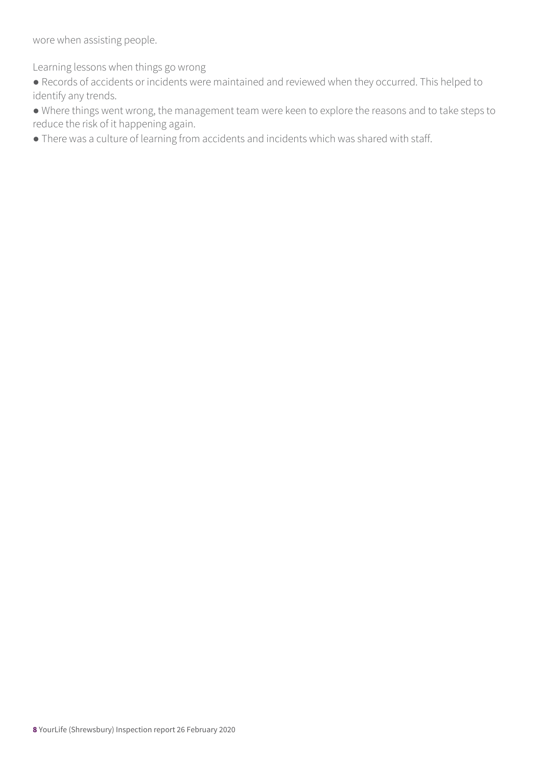wore when assisting people.

Learning lessons when things go wrong

- Records of accidents or incidents were maintained and reviewed when they occurred. This helped to identify any trends.
- Where things went wrong, the management team were keen to explore the reasons and to take steps to reduce the risk of it happening again.
- There was a culture of learning from accidents and incidents which was shared with staff.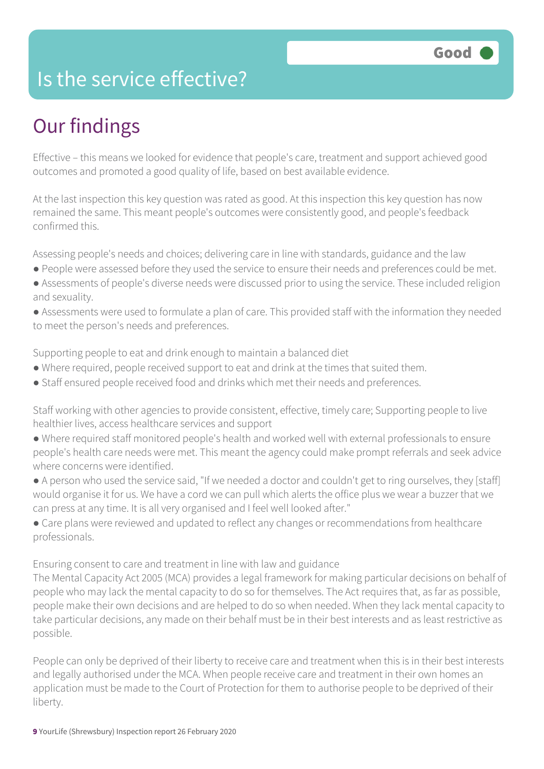# Is the service effective?

Good

## Our findings

Effective – this means we looked for evidence that people's care, treatment and support achieved good outcomes and promoted a good quality of life, based on best available evidence.

At the last inspection this key question was rated as good. At this inspection this key question has now remained the same. This meant people's outcomes were consistently good, and people's feedback confirmed this.

Assessing people's needs and choices; delivering care in line with standards, guidance and the law

- People were assessed before they used the service to ensure their needs and preferences could be met.
- Assessments of people's diverse needs were discussed prior to using the service. These included religion and sexuality.
- Assessments were used to formulate a plan of care. This provided staff with the information they needed to meet the person's needs and preferences.

Supporting people to eat and drink enough to maintain a balanced diet

- Where required, people received support to eat and drink at the times that suited them.
- Staff ensured people received food and drinks which met their needs and preferences.

Staff working with other agencies to provide consistent, effective, timely care; Supporting people to live healthier lives, access healthcare services and support

- Where required staff monitored people's health and worked well with external professionals to ensure people's health care needs were met. This meant the agency could make prompt referrals and seek advice where concerns were identified.
- A person who used the service said, "If we needed a doctor and couldn't get to ring ourselves, they [staff] would organise it for us. We have a cord we can pull which alerts the office plus we wear a buzzer that we can press at any time. It is all very organised and I feel well looked after."
- Care plans were reviewed and updated to reflect any changes or recommendations from healthcare professionals.

Ensuring consent to care and treatment in line with law and guidance

The Mental Capacity Act 2005 (MCA) provides a legal framework for making particular decisions on behalf of people who may lack the mental capacity to do so for themselves. The Act requires that, as far as possible, people make their own decisions and are helped to do so when needed. When they lack mental capacity to take particular decisions, any made on their behalf must be in their best interests and as least restrictive as possible.

People can only be deprived of their liberty to receive care and treatment when this is in their best interests and legally authorised under the MCA. When people receive care and treatment in their own homes an application must be made to the Court of Protection for them to authorise people to be deprived of their liberty.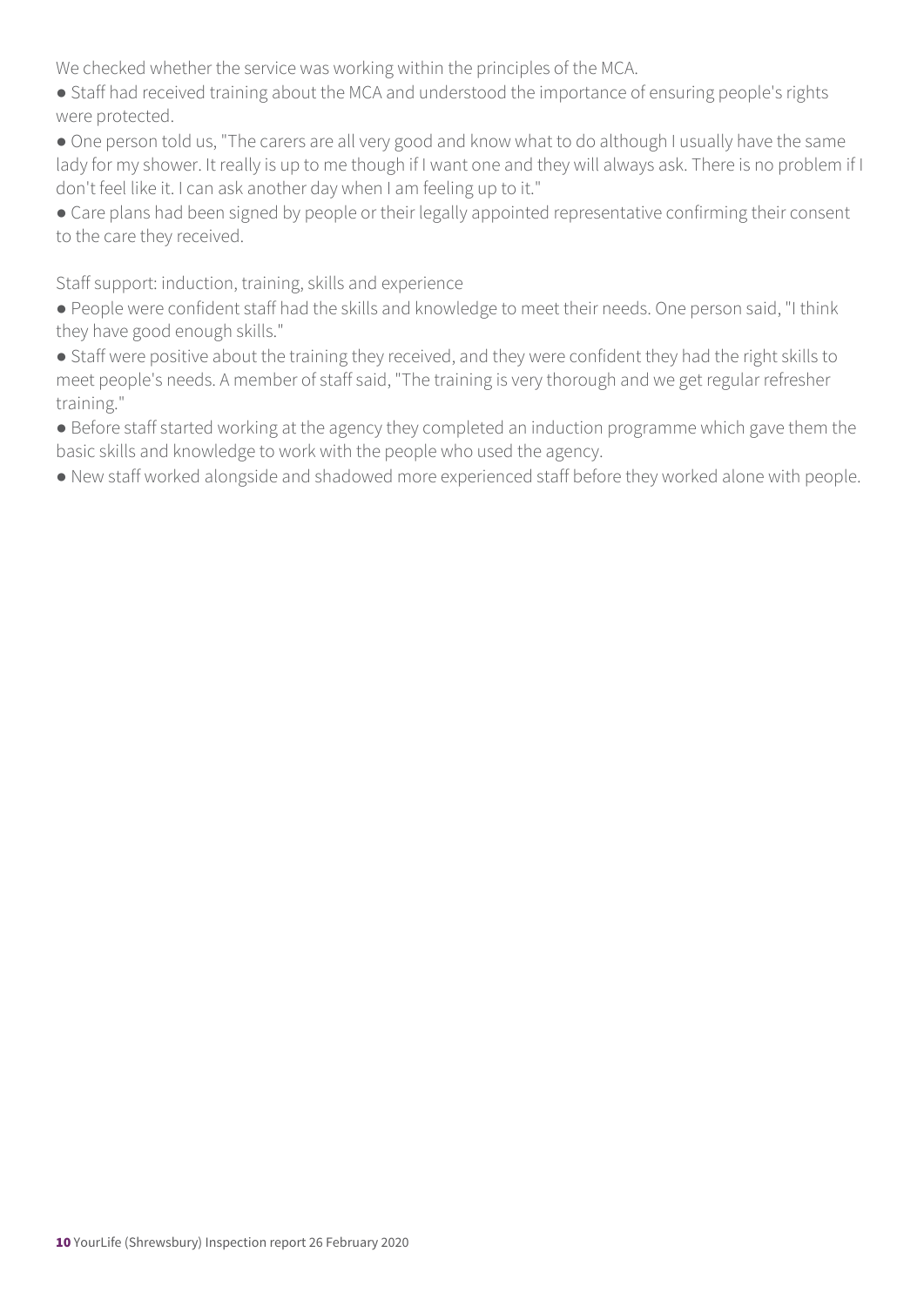We checked whether the service was working within the principles of the MCA.

- Staff had received training about the MCA and understood the importance of ensuring people's rights were protected.
- One person told us, "The carers are all very good and know what to do although I usually have the same lady for my shower. It really is up to me though if I want one and they will always ask. There is no problem if I don't feel like it. I can ask another day when I am feeling up to it."
- Care plans had been signed by people or their legally appointed representative confirming their consent to the care they received.

Staff support: induction, training, skills and experience

- People were confident staff had the skills and knowledge to meet their needs. One person said, "I think they have good enough skills."
- Staff were positive about the training they received, and they were confident they had the right skills to meet people's needs. A member of staff said, "The training is very thorough and we get regular refresher training."
- Before staff started working at the agency they completed an induction programme which gave them the basic skills and knowledge to work with the people who used the agency.
- New staff worked alongside and shadowed more experienced staff before they worked alone with people.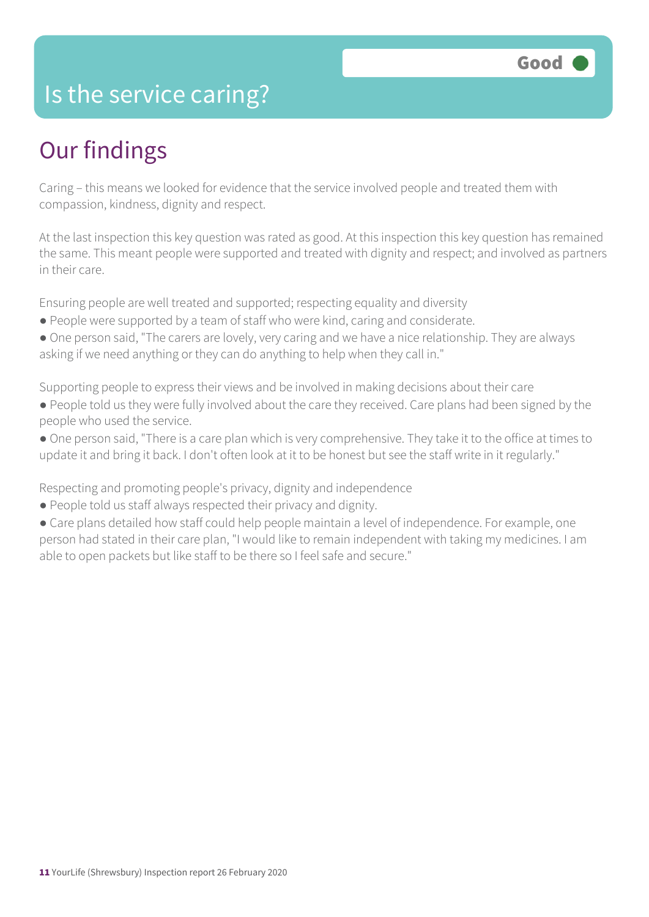# Is the service caring?

Good

## Our findings

Caring – this means we looked for evidence that the service involved people and treated them with compassion, kindness, dignity and respect.

At the last inspection this key question was rated as good. At this inspection this key question has remained the same. This meant people were supported and treated with dignity and respect; and involved as partners in their care.

Ensuring people are well treated and supported; respecting equality and diversity

- People were supported by a team of staff who were kind, caring and considerate.
- One person said, "The carers are lovely, very caring and we have a nice relationship. They are always asking if we need anything or they can do anything to help when they call in."

Supporting people to express their views and be involved in making decisions about their care

- People told us they were fully involved about the care they received. Care plans had been signed by the people who used the service.
- One person said, "There is a care plan which is very comprehensive. They take it to the office at times to update it and bring it back. I don't often look at it to be honest but see the staff write in it regularly."

Respecting and promoting people's privacy, dignity and independence

- People told us staff always respected their privacy and dignity.
- Care plans detailed how staff could help people maintain a level of independence. For example, one person had stated in their care plan, "I would like to remain independent with taking my medicines. I am able to open packets but like staff to be there so I feel safe and secure."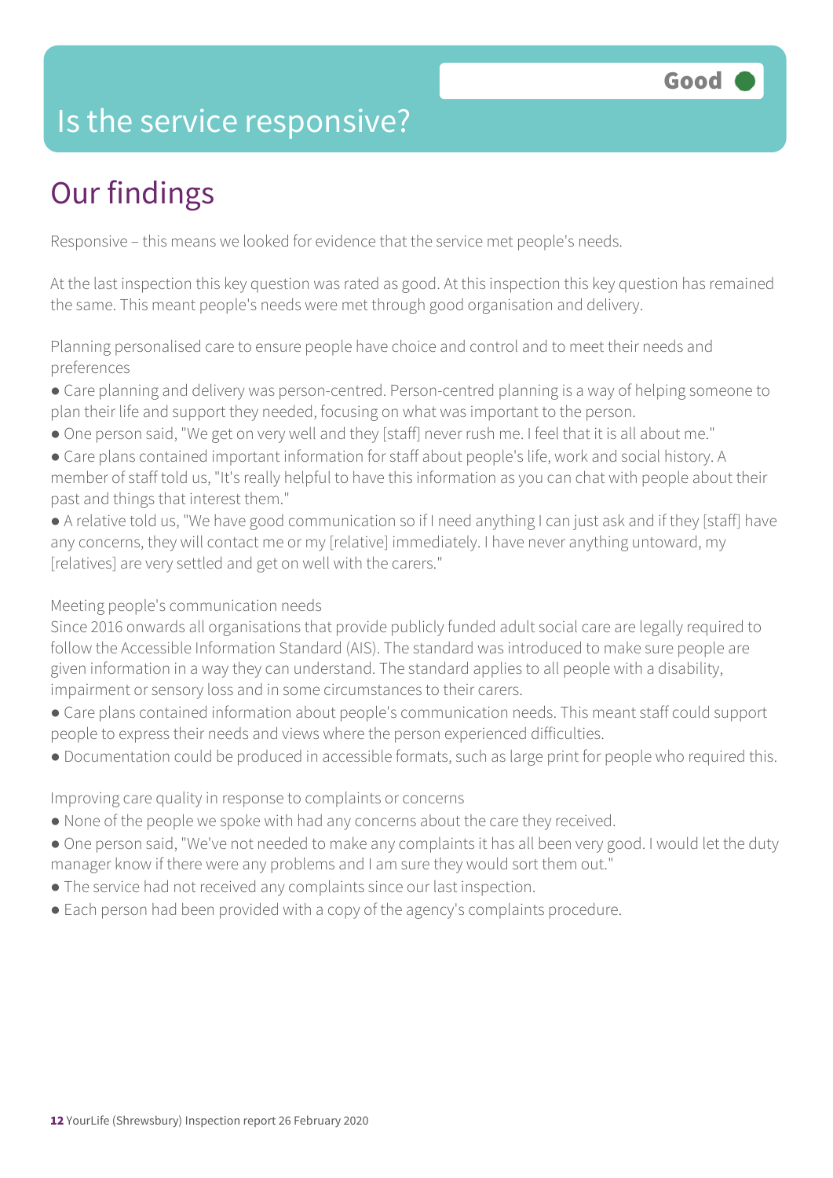# Is the service responsive?

Good

## Our findings

Responsive – this means we looked for evidence that the service met people's needs.

At the last inspection this key question was rated as good. At this inspection this key question has remained the same. This meant people's needs were met through good organisation and delivery.

Planning personalised care to ensure people have choice and control and to meet their needs and preferences

- Care planning and delivery was person-centred. Person-centred planning is a way of helping someone to plan their life and support they needed, focusing on what was important to the person.
- One person said, "We get on very well and they [staff] never rush me. I feel that it is all about me."
- Care plans contained important information for staff about people's life, work and social history. A member of staff told us, "It's really helpful to have this information as you can chat with people about their past and things that interest them."
- A relative told us, "We have good communication so if I need anything I can just ask and if they [staff] have any concerns, they will contact me or my [relative] immediately. I have never anything untoward, my [relatives] are very settled and get on well with the carers."

Meeting people's communication needs

Since 2016 onwards all organisations that provide publicly funded adult social care are legally required to follow the Accessible Information Standard (AIS). The standard was introduced to make sure people are given information in a way they can understand. The standard applies to all people with a disability, impairment or sensory loss and in some circumstances to their carers.

- Care plans contained information about people's communication needs. This meant staff could support people to express their needs and views where the person experienced difficulties.
- Documentation could be produced in accessible formats, such as large print for people who required this.

Improving care quality in response to complaints or concerns

- None of the people we spoke with had any concerns about the care they received.
- One person said, "We've not needed to make any complaints it has all been very good. I would let the duty manager know if there were any problems and I am sure they would sort them out."
- The service had not received any complaints since our last inspection.
- Each person had been provided with a copy of the agency's complaints procedure.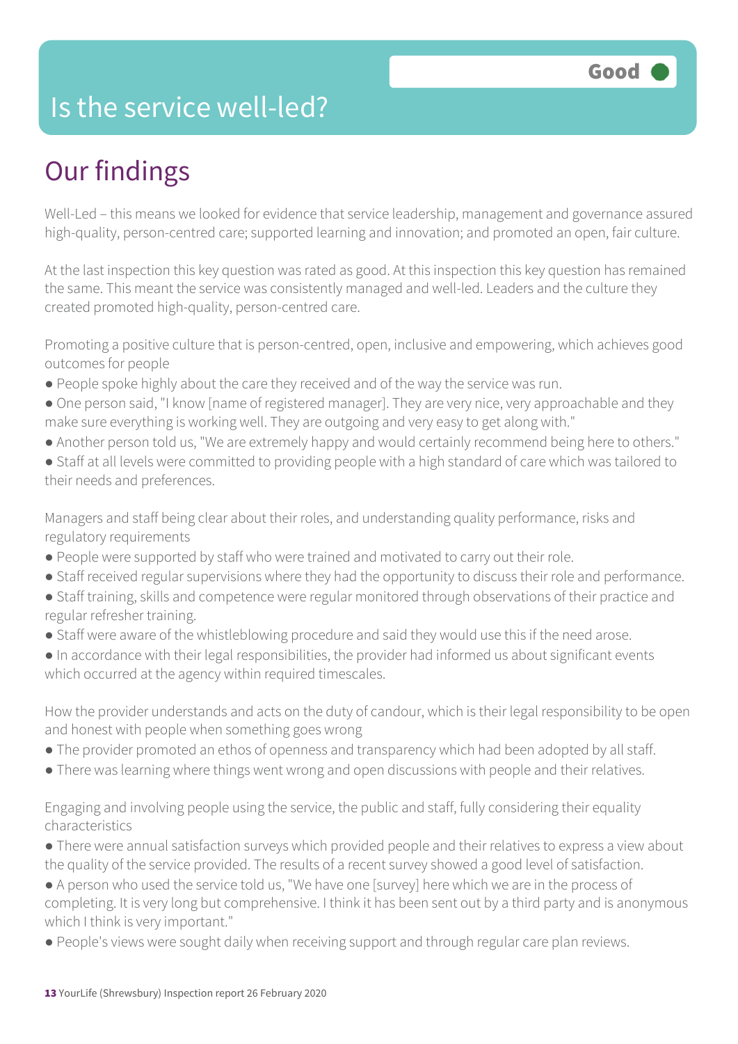# Is the service well-led?

**Good**

## Our findings

Well-Led – this means we looked for evidence that service leadership, management and governance assured high-quality, person-centred care; supported learning and innovation; and promoted an open, fair culture.

At the last inspection this key question was rated as good. At this inspection this key question has remained the same. This meant the service was consistently managed and well-led. Leaders and the culture they created promoted high-quality, person-centred care.

Promoting a positive culture that is person-centred, open, inclusive and empowering, which achieves good outcomes for people

- People spoke highly about the care they received and of the way the service was run.
- One person said, "I know [name of registered manager]. They are very nice, very approachable and they make sure everything is working well. They are outgoing and very easy to get along with."
- Another person told us, "We are extremely happy and would certainly recommend being here to others."
- Staff at all levels were committed to providing people with a high standard of care which was tailored to their needs and preferences.

Managers and staff being clear about their roles, and understanding quality performance, risks and regulatory requirements

- People were supported by staff who were trained and motivated to carry out their role.
- Staff received regular supervisions where they had the opportunity to discuss their role and performance.
- Staff training, skills and competence were regular monitored through observations of their practice and regular refresher training.
- Staff were aware of the whistleblowing procedure and said they would use this if the need arose.
- In accordance with their legal responsibilities, the provider had informed us about significant events which occurred at the agency within required timescales.

How the provider understands and acts on the duty of candour, which is their legal responsibility to be open and honest with people when something goes wrong

- The provider promoted an ethos of openness and transparency which had been adopted by all staff.
- There was learning where things went wrong and open discussions with people and their relatives.

Engaging and involving people using the service, the public and staff, fully considering their equality characteristics

- There were annual satisfaction surveys which provided people and their relatives to express a view about the quality of the service provided. The results of a recent survey showed a good level of satisfaction.
- A person who used the service told us, "We have one [survey] here which we are in the process of completing. It is very long but comprehensive. I think it has been sent out by a third party and is anonymous which I think is very important."
- People's views were sought daily when receiving support and through regular care plan reviews.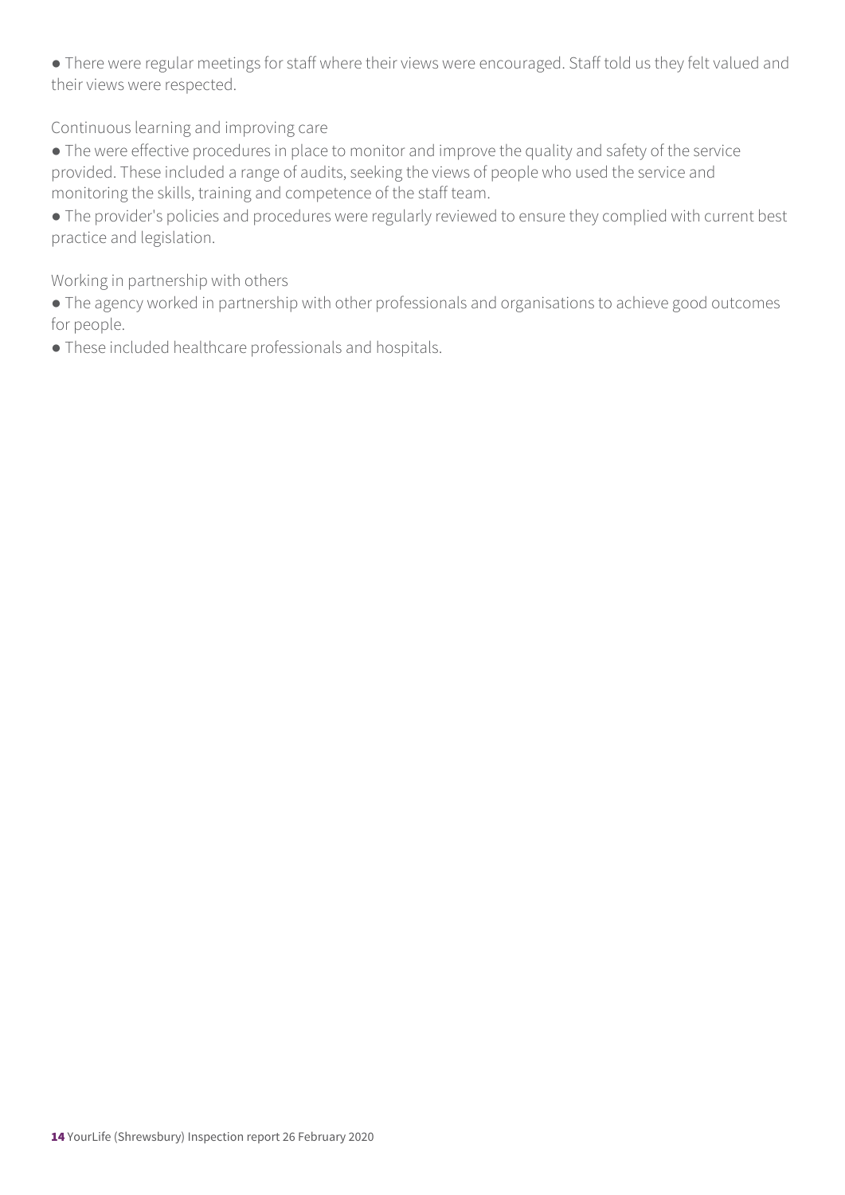● There were regular meetings for staff where their views were encouraged. Staff told us they felt valued and their views were respected.

Continuous learning and improving care

● The were effective procedures in place to monitor and improve the quality and safety of the service provided. These included a range of audits, seeking the views of people who used the service and monitoring the skills, training and competence of the staff team.

● The provider's policies and procedures were regularly reviewed to ensure they complied with current best practice and legislation.

Working in partnership with others

● The agency worked in partnership with other professionals and organisations to achieve good outcomes for people.

● These included healthcare professionals and hospitals.